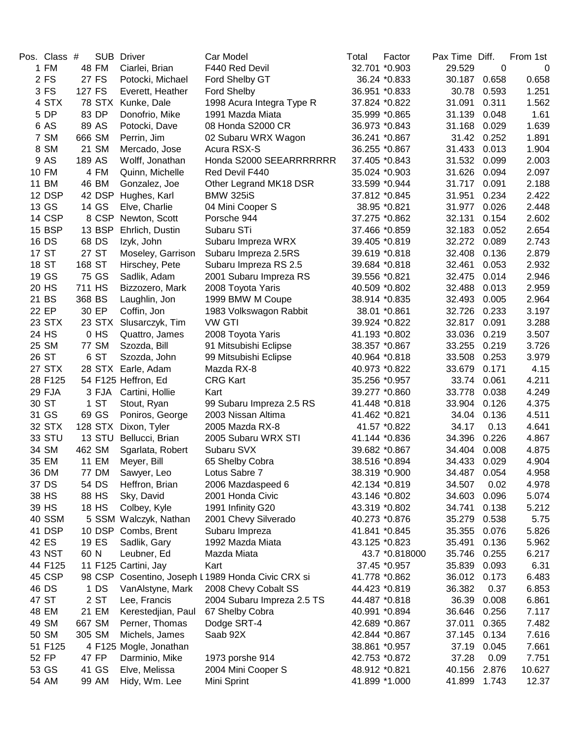| Pos. | Class | # | SUB | Driver | Car Model | Total | Factor | Pax Time | Diff. | From 1st |
|---|---|---|---|---|---|---|---|---|---|---|
| 1 | FM | 48 | FM | Ciarlei, Brian | F440 Red Devil | 32.701 | *0.903 | 29.529 | 0 | 0 |
| 2 | FS | 27 | FS | Potocki, Michael | Ford Shelby GT | 36.24 | *0.833 | 30.187 | 0.658 | 0.658 |
| 3 | FS | 127 | FS | Everett, Heather | Ford Shelby | 36.951 | *0.833 | 30.78 | 0.593 | 1.251 |
| 4 | STX | 78 | STX | Kunke, Dale | 1998 Acura Integra Type R | 37.824 | *0.822 | 31.091 | 0.311 | 1.562 |
| 5 | DP | 83 | DP | Donofrio, Mike | 1991 Mazda Miata | 35.999 | *0.865 | 31.139 | 0.048 | 1.61 |
| 6 | AS | 89 | AS | Potocki, Dave | 08 Honda S2000 CR | 36.973 | *0.843 | 31.168 | 0.029 | 1.639 |
| 7 | SM | 666 | SM | Perrin, Jim | 02 Subaru WRX Wagon | 36.241 | *0.867 | 31.42 | 0.252 | 1.891 |
| 8 | SM | 21 | SM | Mercado, Jose | Acura RSX-S | 36.255 | *0.867 | 31.433 | 0.013 | 1.904 |
| 9 | AS | 189 | AS | Wolff, Jonathan | Honda S2000 SEEARRRRRRR | 37.405 | *0.843 | 31.532 | 0.099 | 2.003 |
| 10 | FM | 4 | FM | Quinn, Michelle | Red Devil F440 | 35.024 | *0.903 | 31.626 | 0.094 | 2.097 |
| 11 | BM | 46 | BM | Gonzalez, Joe | Other Legrand MK18 DSR | 33.599 | *0.944 | 31.717 | 0.091 | 2.188 |
| 12 | DSP | 42 | DSP | Hughes, Karl | BMW 325iS | 37.812 | *0.845 | 31.951 | 0.234 | 2.422 |
| 13 | GS | 14 | GS | Elve, Charlie | 04 Mini Cooper S | 38.95 | *0.821 | 31.977 | 0.026 | 2.448 |
| 14 | CSP | 8 | CSP | Newton, Scott | Porsche 944 | 37.275 | *0.862 | 32.131 | 0.154 | 2.602 |
| 15 | BSP | 13 | BSP | Ehrlich, Dustin | Subaru STi | 37.466 | *0.859 | 32.183 | 0.052 | 2.654 |
| 16 | DS | 68 | DS | Izyk, John | Subaru Impreza WRX | 39.405 | *0.819 | 32.272 | 0.089 | 2.743 |
| 17 | ST | 27 | ST | Moseley, Garrison | Subaru Impreza 2.5RS | 39.619 | *0.818 | 32.408 | 0.136 | 2.879 |
| 18 | ST | 168 | ST | Hirschey, Pete | Subaru Impreza RS 2.5 | 39.684 | *0.818 | 32.461 | 0.053 | 2.932 |
| 19 | GS | 75 | GS | Sadlik, Adam | 2001 Subaru Impreza RS | 39.556 | *0.821 | 32.475 | 0.014 | 2.946 |
| 20 | HS | 711 | HS | Bizzozero, Mark | 2008 Toyota Yaris | 40.509 | *0.802 | 32.488 | 0.013 | 2.959 |
| 21 | BS | 368 | BS | Laughlin, Jon | 1999 BMW M Coupe | 38.914 | *0.835 | 32.493 | 0.005 | 2.964 |
| 22 | EP | 30 | EP | Coffin, Jon | 1983 Volkswagon Rabbit | 38.01 | *0.861 | 32.726 | 0.233 | 3.197 |
| 23 | STX | 23 | STX | Slusarczyk, Tim | VW GTI | 39.924 | *0.822 | 32.817 | 0.091 | 3.288 |
| 24 | HS | 0 | HS | Quattro, James | 2008 Toyota Yaris | 41.193 | *0.802 | 33.036 | 0.219 | 3.507 |
| 25 | SM | 77 | SM | Szozda, Bill | 91 Mitsubishi Eclipse | 38.357 | *0.867 | 33.255 | 0.219 | 3.726 |
| 26 | ST | 6 | ST | Szozda, John | 99 Mitsubishi Eclipse | 40.964 | *0.818 | 33.508 | 0.253 | 3.979 |
| 27 | STX | 28 | STX | Earle, Adam | Mazda RX-8 | 40.973 | *0.822 | 33.679 | 0.171 | 4.15 |
| 28 | F125 | 54 | F125 | Heffron, Ed | CRG Kart | 35.256 | *0.957 | 33.74 | 0.061 | 4.211 |
| 29 | FJA | 3 | FJA | Cartini, Hollie | Kart | 39.277 | *0.860 | 33.778 | 0.038 | 4.249 |
| 30 | ST | 1 | ST | Stout, Ryan | 99 Subaru Impreza 2.5 RS | 41.448 | *0.818 | 33.904 | 0.126 | 4.375 |
| 31 | GS | 69 | GS | Poniros, George | 2003 Nissan Altima | 41.462 | *0.821 | 34.04 | 0.136 | 4.511 |
| 32 | STX | 128 | STX | Dixon, Tyler | 2005 Mazda RX-8 | 41.57 | *0.822 | 34.17 | 0.13 | 4.641 |
| 33 | STU | 13 | STU | Bellucci, Brian | 2005 Subaru WRX STI | 41.144 | *0.836 | 34.396 | 0.226 | 4.867 |
| 34 | SM | 462 | SM | Sgarlata, Robert | Subaru SVX | 39.682 | *0.867 | 34.404 | 0.008 | 4.875 |
| 35 | EM | 11 | EM | Meyer, Bill | 65 Shelby Cobra | 38.516 | *0.894 | 34.433 | 0.029 | 4.904 |
| 36 | DM | 77 | DM | Sawyer, Leo | Lotus Sabre 7 | 38.319 | *0.900 | 34.487 | 0.054 | 4.958 |
| 37 | DS | 54 | DS | Heffron, Brian | 2006 Mazdaspeed 6 | 42.134 | *0.819 | 34.507 | 0.02 | 4.978 |
| 38 | HS | 88 | HS | Sky, David | 2001 Honda Civic | 43.146 | *0.802 | 34.603 | 0.096 | 5.074 |
| 39 | HS | 18 | HS | Colbey, Kyle | 1991 Infinity G20 | 43.319 | *0.802 | 34.741 | 0.138 | 5.212 |
| 40 | SSM | 5 | SSM | Walczyk, Nathan | 2001 Chevy Silverado | 40.273 | *0.876 | 35.279 | 0.538 | 5.75 |
| 41 | DSP | 10 | DSP | Combs, Brent | Subaru Impreza | 41.841 | *0.845 | 35.355 | 0.076 | 5.826 |
| 42 | ES | 19 | ES | Sadlik, Gary | 1992 Mazda Miata | 43.125 | *0.823 | 35.491 | 0.136 | 5.962 |
| 43 | NST | 60 | N | Leubner, Ed | Mazda Miata | 43.7 | *0.818000 | 35.746 | 0.255 | 6.217 |
| 44 | F125 | 11 | F125 | Cartini, Jay | Kart | 37.45 | *0.957 | 35.839 | 0.093 | 6.31 |
| 45 | CSP | 98 | CSP | Cosentino, Joseph L | 1989 Honda Civic CRX si | 41.778 | *0.862 | 36.012 | 0.173 | 6.483 |
| 46 | DS | 1 | DS | VanAlstyne, Mark | 2008 Chevy Cobalt SS | 44.423 | *0.819 | 36.382 | 0.37 | 6.853 |
| 47 | ST | 2 | ST | Lee, Francis | 2004 Subaru Impreza 2.5 TS | 44.487 | *0.818 | 36.39 | 0.008 | 6.861 |
| 48 | EM | 21 | EM | Kerestedjian, Paul | 67 Shelby Cobra | 40.991 | *0.894 | 36.646 | 0.256 | 7.117 |
| 49 | SM | 667 | SM | Perner, Thomas | Dodge SRT-4 | 42.689 | *0.867 | 37.011 | 0.365 | 7.482 |
| 50 | SM | 305 | SM | Michels, James | Saab 92X | 42.844 | *0.867 | 37.145 | 0.134 | 7.616 |
| 51 | F125 | 4 | F125 | Mogle, Jonathan | | 38.861 | *0.957 | 37.19 | 0.045 | 7.661 |
| 52 | FP | 47 | FP | Darminio, Mike | 1973 porshe 914 | 42.753 | *0.872 | 37.28 | 0.09 | 7.751 |
| 53 | GS | 41 | GS | Elve, Melissa | 2004 Mini Cooper S | 48.912 | *0.821 | 40.156 | 2.876 | 10.627 |
| 54 | AM | 99 | AM | Hidy, Wm. Lee | Mini Sprint | 41.899 | *1.000 | 41.899 | 1.743 | 12.37 |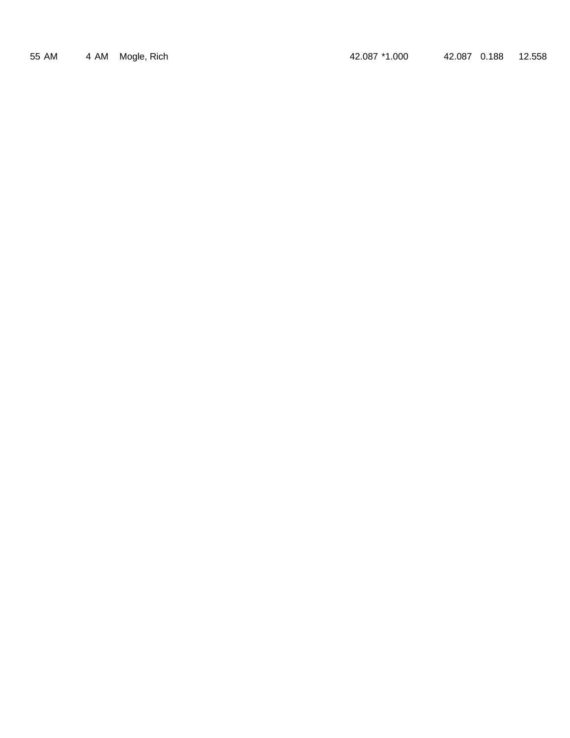| | | | | | | | | |
|---|---|---|---|---|---|---|---|---|
| 55 | AM | 4 | AM | Mogle, Rich | 42.087 | *1.000 | 42.087 | 0.188 | 12.558 |

| | | | | | | | | | |
|---|---|---|---|---|---|---|---|---|---|
| 55 | AM | 4 | AM | Mogle, Rich | 42.087 | *1.000 | 42.087 | 0.188 | 12.558 |